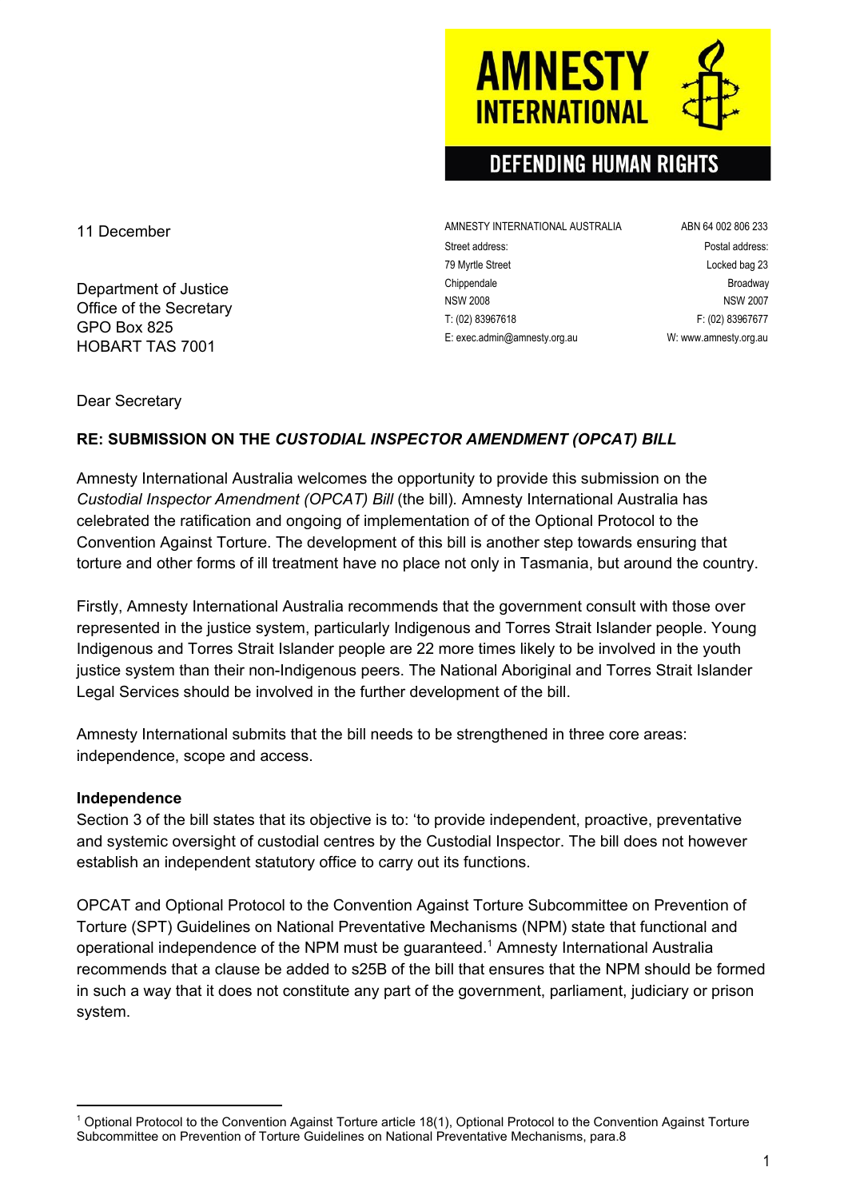AMNESTY INTERNATIONAL

DEFENDING HUMAN RIGHTS

AMNESTY INTERNATIONAL AUSTRALIA ABN 64 002 806 233

Street address:
79 Myrtle Street
Chippendale
NSW 2008
T: (02) 83967618
E: exec.admin@amnesty.org.au

Postal address:
Locked bag 23
Broadway
NSW 2007
F: (02) 83967677
W: www.amnesty.org.au

11 December

Department of Justice
Office of the Secretary
GPO Box 825
HOBART TAS 7001

Dear Secretary

**RE: SUBMISSION ON THE *CUSTODIAL INSPECTOR AMENDMENT (OPCAT) BILL***

Amnesty International Australia welcomes the opportunity to provide this submission on the *Custodial Inspector Amendment (OPCAT) Bill* (the bill). Amnesty International Australia has celebrated the ratification and ongoing of implementation of of the Optional Protocol to the Convention Against Torture. The development of this bill is another step towards ensuring that torture and other forms of ill treatment have no place not only in Tasmania, but around the country.

Firstly, Amnesty International Australia recommends that the government consult with those over represented in the justice system, particularly Indigenous and Torres Strait Islander people. Young Indigenous and Torres Strait Islander people are 22 more times likely to be involved in the youth justice system than their non-Indigenous peers. The National Aboriginal and Torres Strait Islander Legal Services should be involved in the further development of the bill.

Amnesty International submits that the bill needs to be strengthened in three core areas: independence, scope and access.

**Independence**

Section 3 of the bill states that its objective is to: 'to provide independent, proactive, preventative and systemic oversight of custodial centres by the Custodial Inspector. The bill does not however establish an independent statutory office to carry out its functions.

OPCAT and Optional Protocol to the Convention Against Torture Subcommittee on Prevention of Torture (SPT) Guidelines on National Preventative Mechanisms (NPM) state that functional and operational independence of the NPM must be guaranteed.[1] Amnesty International Australia recommends that a clause be added to s25B of the bill that ensures that the NPM should be formed in such a way that it does not constitute any part of the government, parliament, judiciary or prison system.

[1] Optional Protocol to the Convention Against Torture article 18(1), Optional Protocol to the Convention Against Torture Subcommittee on Prevention of Torture Guidelines on National Preventative Mechanisms, para.8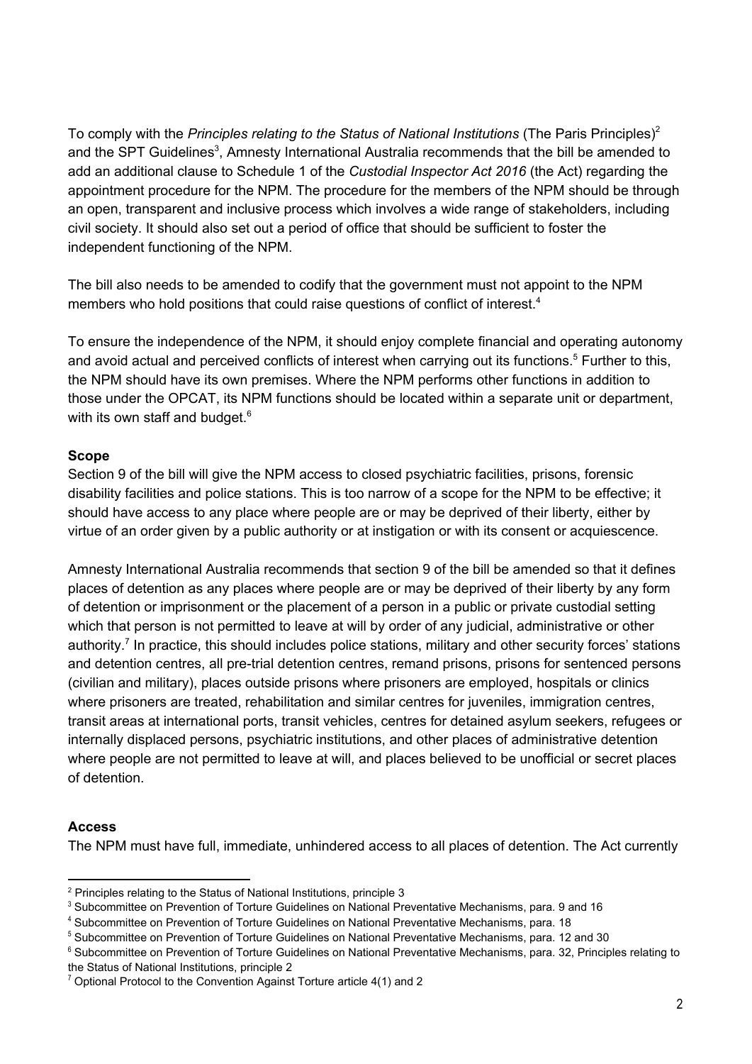To comply with the *Principles relating to the Status of National Institutions* (The Paris Principles)[2] and the SPT Guidelines[3], Amnesty International Australia recommends that the bill be amended to add an additional clause to Schedule 1 of the *Custodial Inspector Act 2016* (the Act) regarding the appointment procedure for the NPM. The procedure for the members of the NPM should be through an open, transparent and inclusive process which involves a wide range of stakeholders, including civil society. It should also set out a period of office that should be sufficient to foster the independent functioning of the NPM.

The bill also needs to be amended to codify that the government must not appoint to the NPM members who hold positions that could raise questions of conflict of interest.[4]

To ensure the independence of the NPM, it should enjoy complete financial and operating autonomy and avoid actual and perceived conflicts of interest when carrying out its functions.[5] Further to this, the NPM should have its own premises. Where the NPM performs other functions in addition to those under the OPCAT, its NPM functions should be located within a separate unit or department, with its own staff and budget.[6]

**Scope**

Section 9 of the bill will give the NPM access to closed psychiatric facilities, prisons, forensic disability facilities and police stations. This is too narrow of a scope for the NPM to be effective; it should have access to any place where people are or may be deprived of their liberty, either by virtue of an order given by a public authority or at instigation or with its consent or acquiescence.

Amnesty International Australia recommends that section 9 of the bill be amended so that it defines places of detention as any places where people are or may be deprived of their liberty by any form of detention or imprisonment or the placement of a person in a public or private custodial setting which that person is not permitted to leave at will by order of any judicial, administrative or other authority.[7] In practice, this should includes police stations, military and other security forces' stations and detention centres, all pre-trial detention centres, remand prisons, prisons for sentenced persons (civilian and military), places outside prisons where prisoners are employed, hospitals or clinics where prisoners are treated, rehabilitation and similar centres for juveniles, immigration centres, transit areas at international ports, transit vehicles, centres for detained asylum seekers, refugees or internally displaced persons, psychiatric institutions, and other places of administrative detention where people are not permitted to leave at will, and places believed to be unofficial or secret places of detention.

**Access**

The NPM must have full, immediate, unhindered access to all places of detention. The Act currently

---

[2] Principles relating to the Status of National Institutions, principle 3

[3] Subcommittee on Prevention of Torture Guidelines on National Preventative Mechanisms, para. 9 and 16

[4] Subcommittee on Prevention of Torture Guidelines on National Preventative Mechanisms, para. 18

[5] Subcommittee on Prevention of Torture Guidelines on National Preventative Mechanisms, para. 12 and 30

[6] Subcommittee on Prevention of Torture Guidelines on National Preventative Mechanisms, para. 32, Principles relating to the Status of National Institutions, principle 2

[7] Optional Protocol to the Convention Against Torture article 4(1) and 2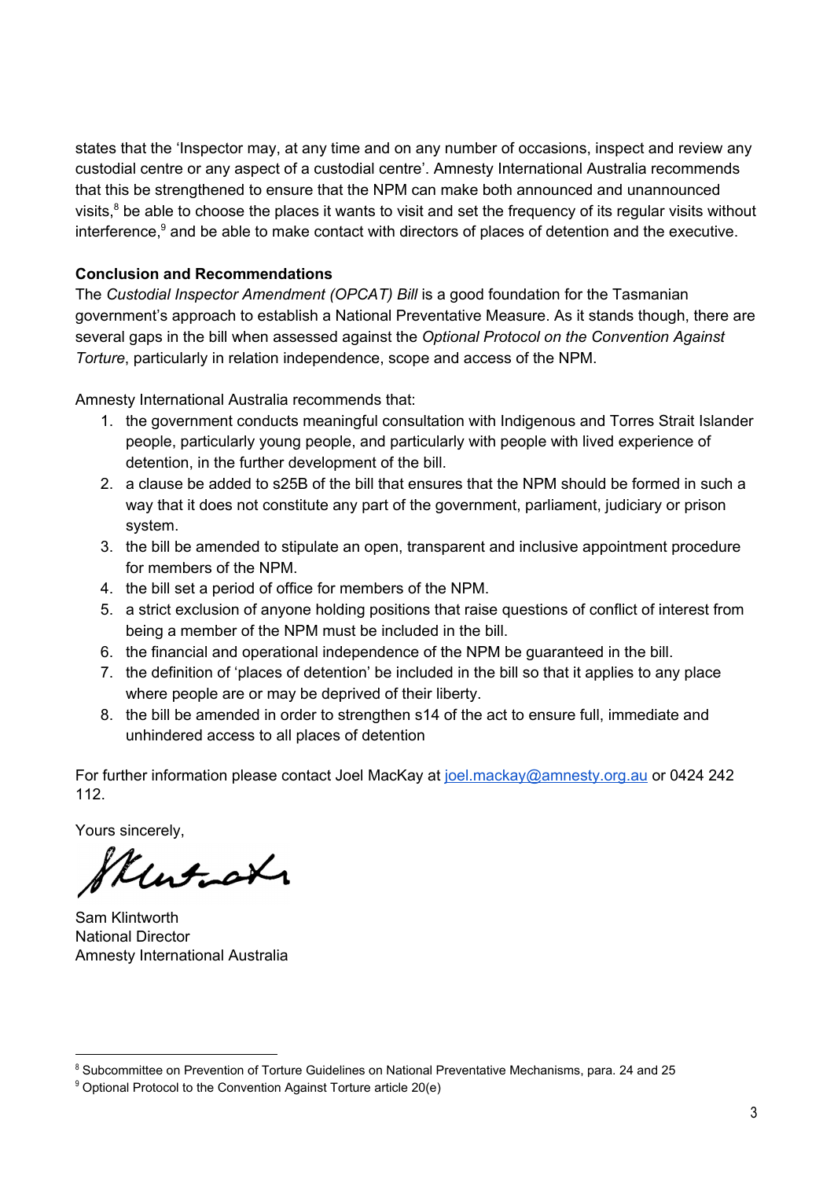states that the 'Inspector may, at any time and on any number of occasions, inspect and review any custodial centre or any aspect of a custodial centre'. Amnesty International Australia recommends that this be strengthened to ensure that the NPM can make both announced and unannounced visits,[8] be able to choose the places it wants to visit and set the frequency of its regular visits without interference,[9] and be able to make contact with directors of places of detention and the executive.

**Conclusion and Recommendations**

The *Custodial Inspector Amendment (OPCAT) Bill* is a good foundation for the Tasmanian government's approach to establish a National Preventative Measure. As it stands though, there are several gaps in the bill when assessed against the *Optional Protocol on the Convention Against Torture*, particularly in relation independence, scope and access of the NPM.

Amnesty International Australia recommends that:

1. the government conducts meaningful consultation with Indigenous and Torres Strait Islander people, particularly young people, and particularly with people with lived experience of detention, in the further development of the bill.
2. a clause be added to s25B of the bill that ensures that the NPM should be formed in such a way that it does not constitute any part of the government, parliament, judiciary or prison system.
3. the bill be amended to stipulate an open, transparent and inclusive appointment procedure for members of the NPM.
4. the bill set a period of office for members of the NPM.
5. a strict exclusion of anyone holding positions that raise questions of conflict of interest from being a member of the NPM must be included in the bill.
6. the financial and operational independence of the NPM be guaranteed in the bill.
7. the definition of 'places of detention' be included in the bill so that it applies to any place where people are or may be deprived of their liberty.
8. the bill be amended in order to strengthen s14 of the act to ensure full, immediate and unhindered access to all places of detention

For further information please contact Joel MacKay at joel.mackay@amnesty.org.au or 0424 242 112.

Yours sincerely,

Sam Klintworth
National Director
Amnesty International Australia

[8] Subcommittee on Prevention of Torture Guidelines on National Preventative Mechanisms, para. 24 and 25

[9] Optional Protocol to the Convention Against Torture article 20(e)